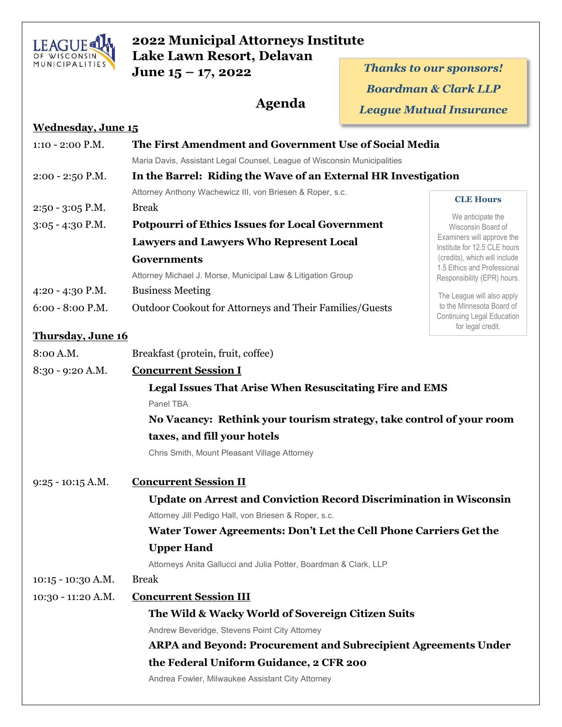# 2022 Municipal Attorneys Institute
## Lake Lawn Resort, Delavan
## June 15 – 17, 2022

*Thanks to our sponsors!*

*Boardman & Clark LLP*

*League Mutual Insurance*

## Agenda

**Wednesday, June 15**

1:10 - 2:00 P.M. **The First Amendment and Government Use of Social Media**
Maria Davis, Assistant Legal Counsel, League of Wisconsin Municipalities

2:00 - 2:50 P.M. **In the Barrel: Riding the Wave of an External HR Investigation**
Attorney Anthony Wachewicz III, von Briesen & Roper, s.c.

2:50 - 3:05 P.M. Break

3:05 - 4:30 P.M. **Potpourri of Ethics Issues for Local Government Lawyers and Lawyers Who Represent Local Governments**
Attorney Michael J. Morse, Municipal Law & Litigation Group

4:20 - 4:30 P.M. Business Meeting

6:00 - 8:00 P.M. Outdoor Cookout for Attorneys and Their Families/Guests

**CLE Hours**

We anticipate the Wisconsin Board of Examiners will approve the Institute for 12.5 CLE hours (credits), which will include 1.5 Ethics and Professional Responsibility (EPR) hours.

The League will also apply to the Minnesota Board of Continuing Legal Education for legal credit.

**Thursday, June 16**

8:00 A.M. Breakfast (protein, fruit, coffee)

8:30 - 9:20 A.M. **Concurrent Session I**

**Legal Issues That Arise When Resuscitating Fire and EMS**
Panel TBA

**No Vacancy: Rethink your tourism strategy, take control of your room taxes, and fill your hotels**
Chris Smith, Mount Pleasant Village Attorney

9:25 - 10:15 A.M. **Concurrent Session II**

**Update on Arrest and Conviction Record Discrimination in Wisconsin**
Attorney Jill Pedigo Hall, von Briesen & Roper, s.c.

**Water Tower Agreements: Don't Let the Cell Phone Carriers Get the Upper Hand**
Attorneys Anita Gallucci and Julia Potter, Boardman & Clark, LLP

10:15 - 10:30 A.M. Break

10:30 - 11:20 A.M. **Concurrent Session III**

**The Wild & Wacky World of Sovereign Citizen Suits**
Andrew Beveridge, Stevens Point City Attorney

**ARPA and Beyond: Procurement and Subrecipient Agreements Under the Federal Uniform Guidance, 2 CFR 200**
Andrea Fowler, Milwaukee Assistant City Attorney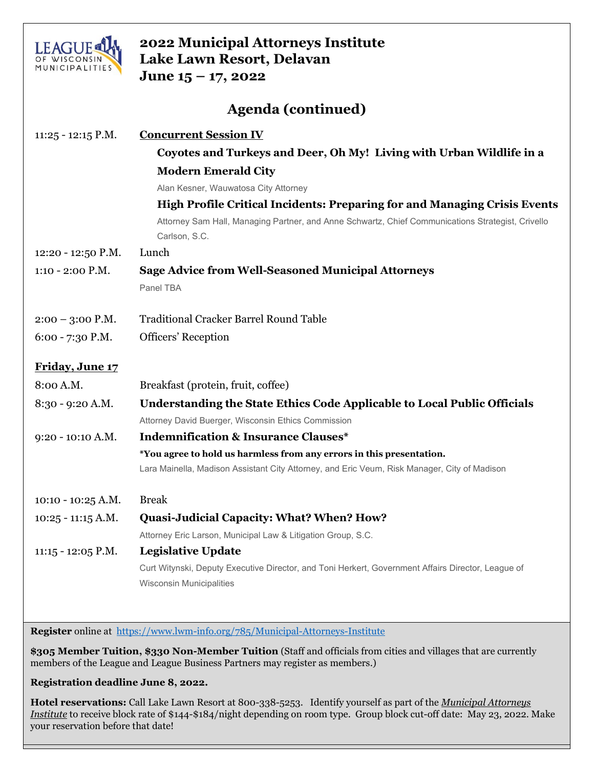# 2022 Municipal Attorneys Institute
# Lake Lawn Resort, Delavan
# June 15 – 17, 2022

## Agenda (continued)

| | |
|---|---|
| 11:25 - 12:15 P.M. | **Concurrent Session IV** |
| | **Coyotes and Turkeys and Deer, Oh My! Living with Urban Wildlife in a Modern Emerald City** |
| | Alan Kesner, Wauwatosa City Attorney |
| | **High Profile Critical Incidents: Preparing for and Managing Crisis Events** |
| | Attorney Sam Hall, Managing Partner, and Anne Schwartz, Chief Communications Strategist, Crivello Carlson, S.C. |
| 12:20 - 12:50 P.M. | Lunch |
| 1:10 - 2:00 P.M. | **Sage Advice from Well-Seasoned Municipal Attorneys** |
| | Panel TBA |
| 2:00 – 3:00 P.M. | Traditional Cracker Barrel Round Table |
| 6:00 - 7:30 P.M. | Officers' Reception |

**Friday, June 17**

| | |
|---|---|
| 8:00 A.M. | Breakfast (protein, fruit, coffee) |
| 8:30 - 9:20 A.M. | **Understanding the State Ethics Code Applicable to Local Public Officials** |
| | Attorney David Buerger, Wisconsin Ethics Commission |
| 9:20 - 10:10 A.M. | **Indemnification & Insurance Clauses*** |
| | ***You agree to hold us harmless from any errors in this presentation.** |
| | Lara Mainella, Madison Assistant City Attorney, and Eric Veum, Risk Manager, City of Madison |
| 10:10 - 10:25 A.M. | Break |
| 10:25 - 11:15 A.M. | **Quasi-Judicial Capacity: What? When? How?** |
| | Attorney Eric Larson, Municipal Law & Litigation Group, S.C. |
| 11:15 - 12:05 P.M. | **Legislative Update** |
| | Curt Witynski, Deputy Executive Director, and Toni Herkert, Government Affairs Director, League of Wisconsin Municipalities |

**Register** online at https://www.lwm-info.org/785/Municipal-Attorneys-Institute

**$305 Member Tuition, $330 Non-Member Tuition** (Staff and officials from cities and villages that are currently members of the League and League Business Partners may register as members.)

**Registration deadline June 8, 2022.**

**Hotel reservations:** Call Lake Lawn Resort at 800-338-5253. Identify yourself as part of the ***Municipal Attorneys Institute*** to receive block rate of $144-$184/night depending on room type. Group block cut-off date: May 23, 2022. Make your reservation before that date!